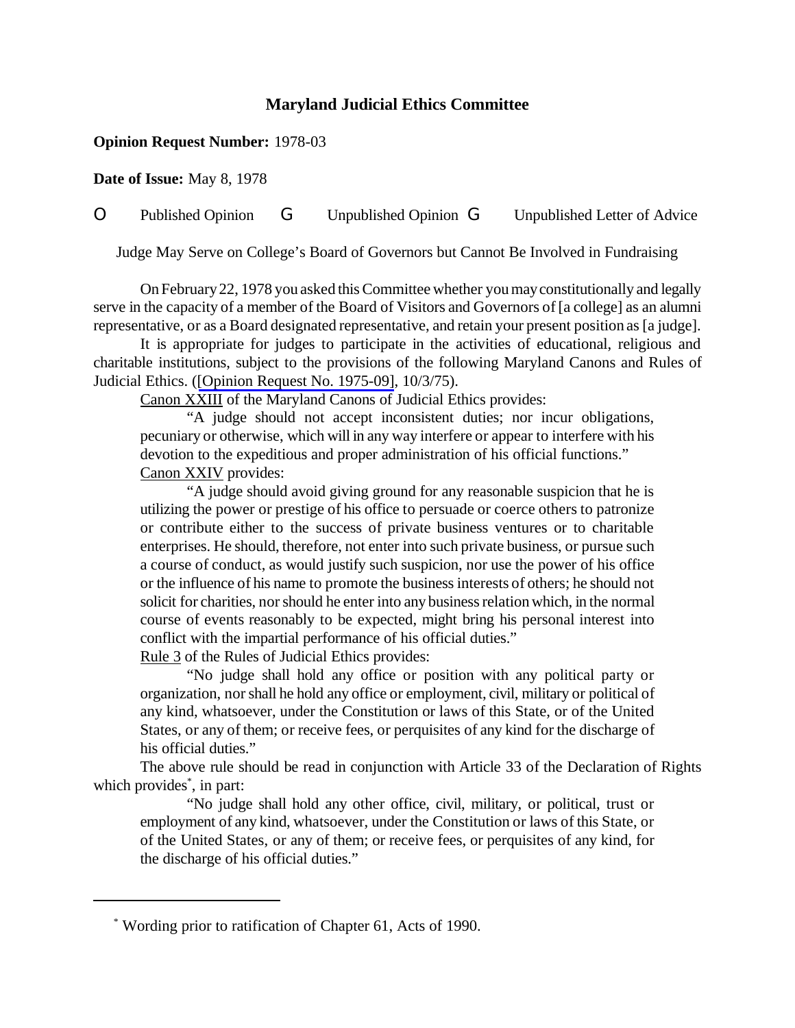# Maryland Judicial Ethics Committee

**Opinion Request Number:** 1978-03

**Date of Issue:** May 8, 1978

O Published Opinion G Unpublished Opinion G Unpublished Letter of Advice

Judge May Serve on College's Board of Governors but Cannot Be Involved in Fundraising

On February 22, 1978 you asked this Committee whether you may constitutionally and legally serve in the capacity of a member of the Board of Visitors and Governors of [a college] as an alumni representative, or as a Board designated representative, and retain your present position as [a judge].

It is appropriate for judges to participate in the activities of educational, religious and charitable institutions, subject to the provisions of the following Maryland Canons and Rules of Judicial Ethics. ([Opinion Request No. 1975-09], 10/3/75).

Canon XXIII of the Maryland Canons of Judicial Ethics provides:

> "A judge should not accept inconsistent duties; nor incur obligations, pecuniary or otherwise, which will in any way interfere or appear to interfere with his devotion to the expeditious and proper administration of his official functions."

Canon XXIV provides:

> "A judge should avoid giving ground for any reasonable suspicion that he is utilizing the power or prestige of his office to persuade or coerce others to patronize or contribute either to the success of private business ventures or to charitable enterprises. He should, therefore, not enter into such private business, or pursue such a course of conduct, as would justify such suspicion, nor use the power of his office or the influence of his name to promote the business interests of others; he should not solicit for charities, nor should he enter into any business relation which, in the normal course of events reasonably to be expected, might bring his personal interest into conflict with the impartial performance of his official duties."

Rule 3 of the Rules of Judicial Ethics provides:

> "No judge shall hold any office or position with any political party or organization, nor shall he hold any office or employment, civil, military or political of any kind, whatsoever, under the Constitution or laws of this State, or of the United States, or any of them; or receive fees, or perquisites of any kind for the discharge of his official duties."

The above rule should be read in conjunction with Article 33 of the Declaration of Rights which provides*, in part:

> "No judge shall hold any other office, civil, military, or political, trust or employment of any kind, whatsoever, under the Constitution or laws of this State, or of the United States, or any of them; or receive fees, or perquisites of any kind, for the discharge of his official duties."

---

* Wording prior to ratification of Chapter 61, Acts of 1990.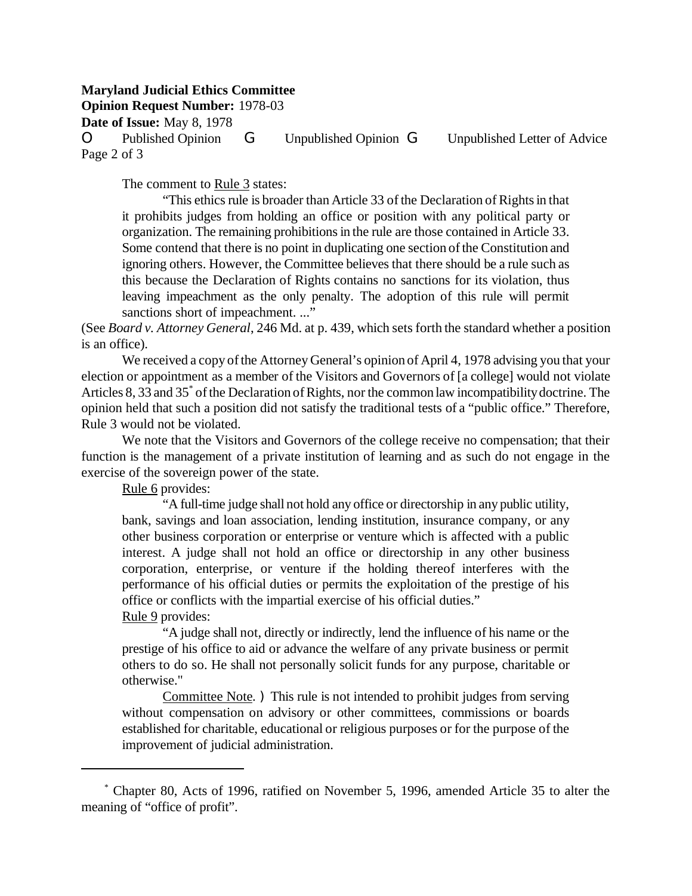The comment to Rule 3 states:

> "This ethics rule is broader than Article 33 of the Declaration of Rights in that it prohibits judges from holding an office or position with any political party or organization. The remaining prohibitions in the rule are those contained in Article 33. Some contend that there is no point in duplicating one section of the Constitution and ignoring others. However, the Committee believes that there should be a rule such as this because the Declaration of Rights contains no sanctions for its violation, thus leaving impeachment as the only penalty. The adoption of this rule will permit sanctions short of impeachment. ..."

(See *Board v. Attorney General*, 246 Md. at p. 439, which sets forth the standard whether a position is an office).

We received a copy of the Attorney General's opinion of April 4, 1978 advising you that your election or appointment as a member of the Visitors and Governors of [a college] would not violate Articles 8, 33 and 35[*] of the Declaration of Rights, nor the common law incompatibility doctrine. The opinion held that such a position did not satisfy the traditional tests of a "public office." Therefore, Rule 3 would not be violated.

We note that the Visitors and Governors of the college receive no compensation; that their function is the management of a private institution of learning and as such do not engage in the exercise of the sovereign power of the state.

Rule 6 provides:

> "A full-time judge shall not hold any office or directorship in any public utility, bank, savings and loan association, lending institution, insurance company, or any other business corporation or enterprise or venture which is affected with a public interest. A judge shall not hold an office or directorship in any other business corporation, enterprise, or venture if the holding thereof interferes with the performance of his official duties or permits the exploitation of the prestige of his office or conflicts with the impartial exercise of his official duties."

Rule 9 provides:

> "A judge shall not, directly or indirectly, lend the influence of his name or the prestige of his office to aid or advance the welfare of any private business or permit others to do so. He shall not personally solicit funds for any purpose, charitable or otherwise."
>
> Committee Note. ) This rule is not intended to prohibit judges from serving without compensation on advisory or other committees, commissions or boards established for charitable, educational or religious purposes or for the purpose of the improvement of judicial administration.

---

[*] Chapter 80, Acts of 1996, ratified on November 5, 1996, amended Article 35 to alter the meaning of "office of profit".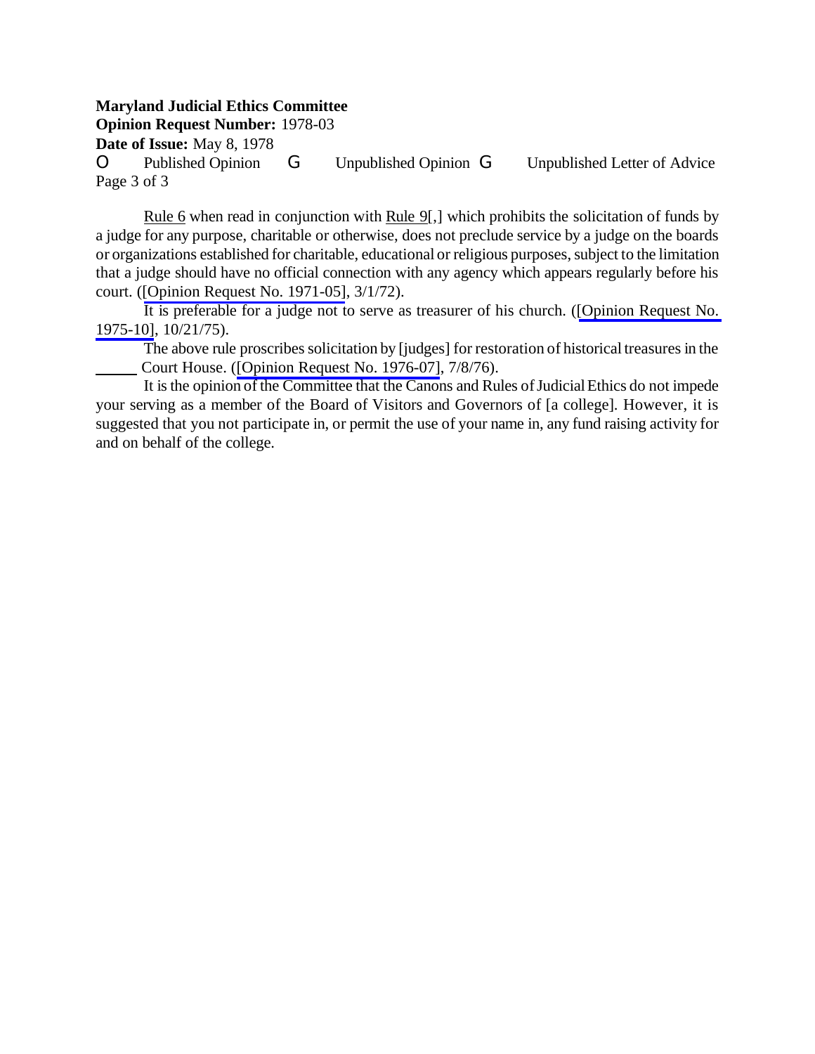Rule 6 when read in conjunction with Rule 9[,] which prohibits the solicitation of funds by a judge for any purpose, charitable or otherwise, does not preclude service by a judge on the boards or organizations established for charitable, educational or religious purposes, subject to the limitation that a judge should have no official connection with any agency which appears regularly before his court. ([Opinion Request No. 1971-05], 3/1/72).

It is preferable for a judge not to serve as treasurer of his church. ([Opinion Request No. 1975-10], 10/21/75).

The above rule proscribes solicitation by [judges] for restoration of historical treasures in the ______ Court House. ([Opinion Request No. 1976-07], 7/8/76).

It is the opinion of the Committee that the Canons and Rules of Judicial Ethics do not impede your serving as a member of the Board of Visitors and Governors of [a college]. However, it is suggested that you not participate in, or permit the use of your name in, any fund raising activity for and on behalf of the college.